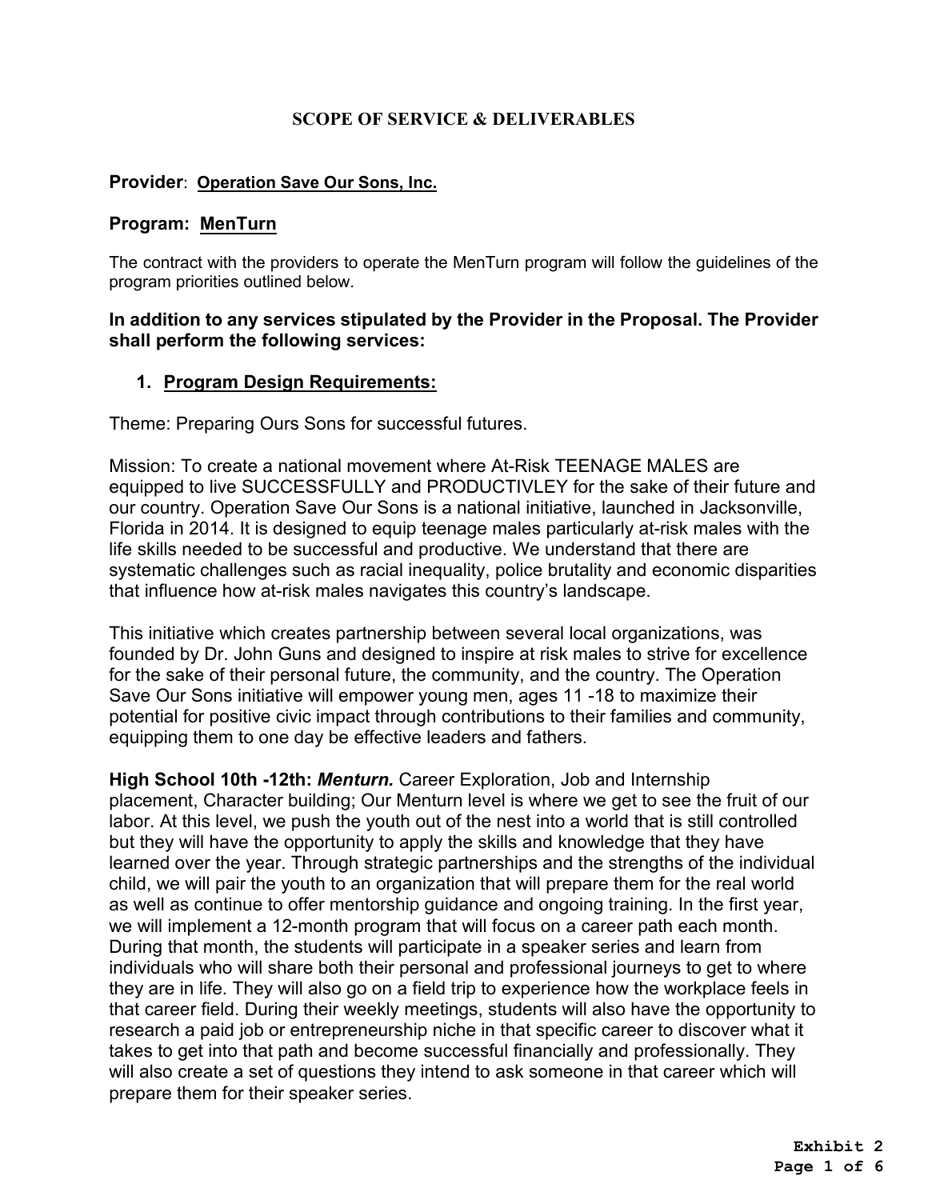## SCOPE OF SERVICE & DELIVERABLES

**Provider**: **Operation Save Our Sons, Inc.**

**Program: MenTurn**

The contract with the providers to operate the MenTurn program will follow the guidelines of the program priorities outlined below.

**In addition to any services stipulated by the Provider in the Proposal. The Provider shall perform the following services:**

1. **Program Design Requirements:**

Theme: Preparing Ours Sons for successful futures.

Mission: To create a national movement where At-Risk TEENAGE MALES are equipped to live SUCCESSFULLY and PRODUCTIVLEY for the sake of their future and our country. Operation Save Our Sons is a national initiative, launched in Jacksonville, Florida in 2014. It is designed to equip teenage males particularly at-risk males with the life skills needed to be successful and productive. We understand that there are systematic challenges such as racial inequality, police brutality and economic disparities that influence how at-risk males navigates this country's landscape.

This initiative which creates partnership between several local organizations, was founded by Dr. John Guns and designed to inspire at risk males to strive for excellence for the sake of their personal future, the community, and the country. The Operation Save Our Sons initiative will empower young men, ages 11 -18 to maximize their potential for positive civic impact through contributions to their families and community, equipping them to one day be effective leaders and fathers.

**High School 10th -12th: *Menturn.*** Career Exploration, Job and Internship placement, Character building; Our Menturn level is where we get to see the fruit of our labor. At this level, we push the youth out of the nest into a world that is still controlled but they will have the opportunity to apply the skills and knowledge that they have learned over the year. Through strategic partnerships and the strengths of the individual child, we will pair the youth to an organization that will prepare them for the real world as well as continue to offer mentorship guidance and ongoing training. In the first year, we will implement a 12-month program that will focus on a career path each month. During that month, the students will participate in a speaker series and learn from individuals who will share both their personal and professional journeys to get to where they are in life. They will also go on a field trip to experience how the workplace feels in that career field. During their weekly meetings, students will also have the opportunity to research a paid job or entrepreneurship niche in that specific career to discover what it takes to get into that path and become successful financially and professionally. They will also create a set of questions they intend to ask someone in that career which will prepare them for their speaker series.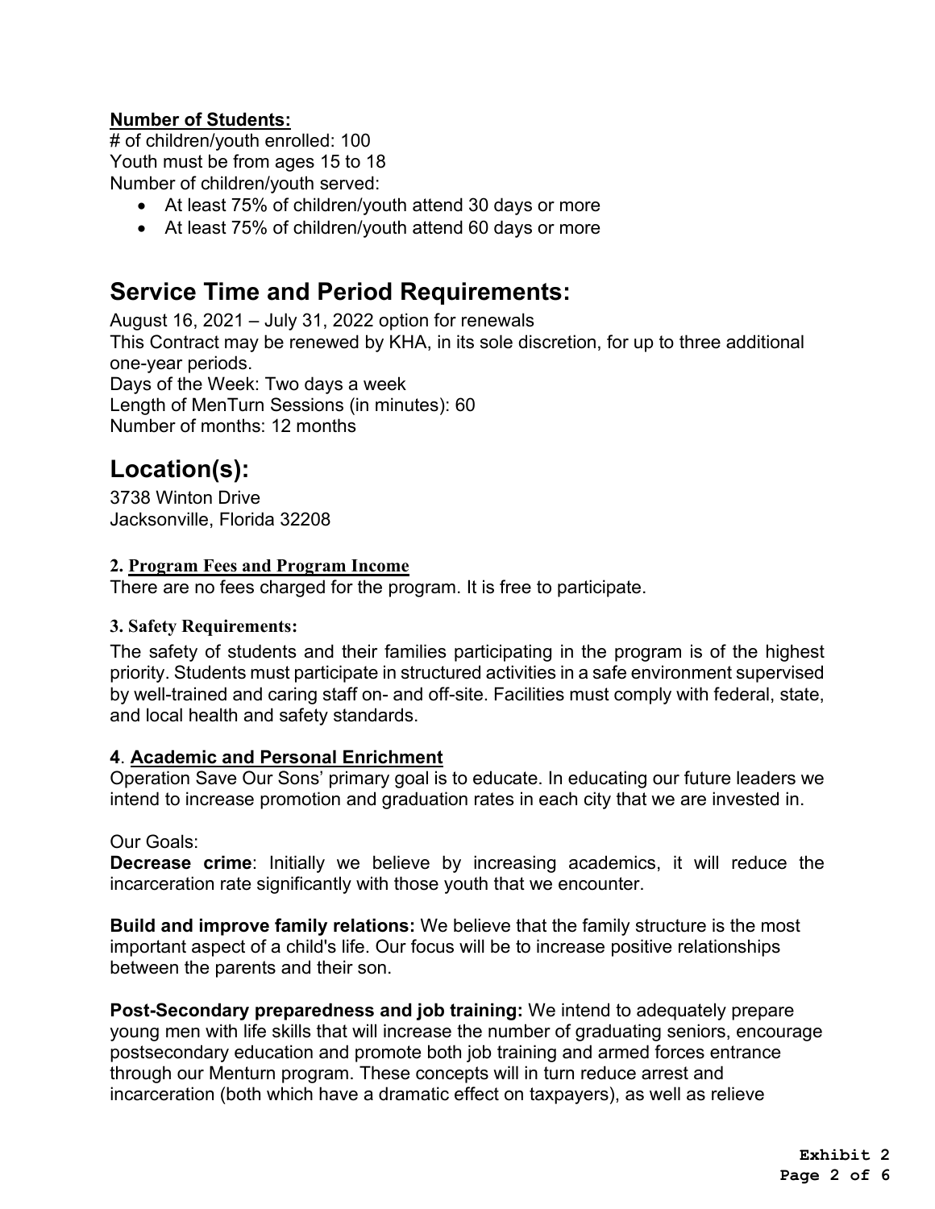**Number of Students:**

# of children/youth enrolled: 100
Youth must be from ages 15 to 18
Number of children/youth served:

- At least 75% of children/youth attend 30 days or more
- At least 75% of children/youth attend 60 days or more

## Service Time and Period Requirements:

August 16, 2021 – July 31, 2022 option for renewals
This Contract may be renewed by KHA, in its sole discretion, for up to three additional one-year periods.
Days of the Week: Two days a week
Length of MenTurn Sessions (in minutes): 60
Number of months: 12 months

## Location(s):

3738 Winton Drive
Jacksonville, Florida 32208

**2. Program Fees and Program Income**

There are no fees charged for the program. It is free to participate.

**3. Safety Requirements:**

The safety of students and their families participating in the program is of the highest priority. Students must participate in structured activities in a safe environment supervised by well-trained and caring staff on- and off-site. Facilities must comply with federal, state, and local health and safety standards.

**4. Academic and Personal Enrichment**

Operation Save Our Sons' primary goal is to educate. In educating our future leaders we intend to increase promotion and graduation rates in each city that we are invested in.

Our Goals:

**Decrease crime**: Initially we believe by increasing academics, it will reduce the incarceration rate significantly with those youth that we encounter.

**Build and improve family relations:** We believe that the family structure is the most important aspect of a child's life. Our focus will be to increase positive relationships between the parents and their son.

**Post-Secondary preparedness and job training:** We intend to adequately prepare young men with life skills that will increase the number of graduating seniors, encourage postsecondary education and promote both job training and armed forces entrance through our Menturn program. These concepts will in turn reduce arrest and incarceration (both which have a dramatic effect on taxpayers), as well as relieve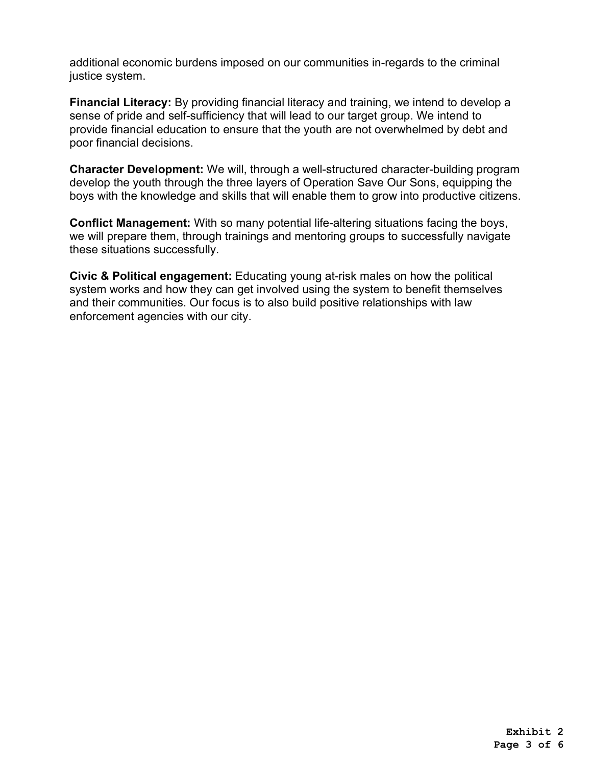additional economic burdens imposed on our communities in-regards to the criminal justice system.

**Financial Literacy:** By providing financial literacy and training, we intend to develop a sense of pride and self-sufficiency that will lead to our target group. We intend to provide financial education to ensure that the youth are not overwhelmed by debt and poor financial decisions.

**Character Development:** We will, through a well-structured character-building program develop the youth through the three layers of Operation Save Our Sons, equipping the boys with the knowledge and skills that will enable them to grow into productive citizens.

**Conflict Management:** With so many potential life-altering situations facing the boys, we will prepare them, through trainings and mentoring groups to successfully navigate these situations successfully.

**Civic & Political engagement:** Educating young at-risk males on how the political system works and how they can get involved using the system to benefit themselves and their communities. Our focus is to also build positive relationships with law enforcement agencies with our city.

**Exhibit 2**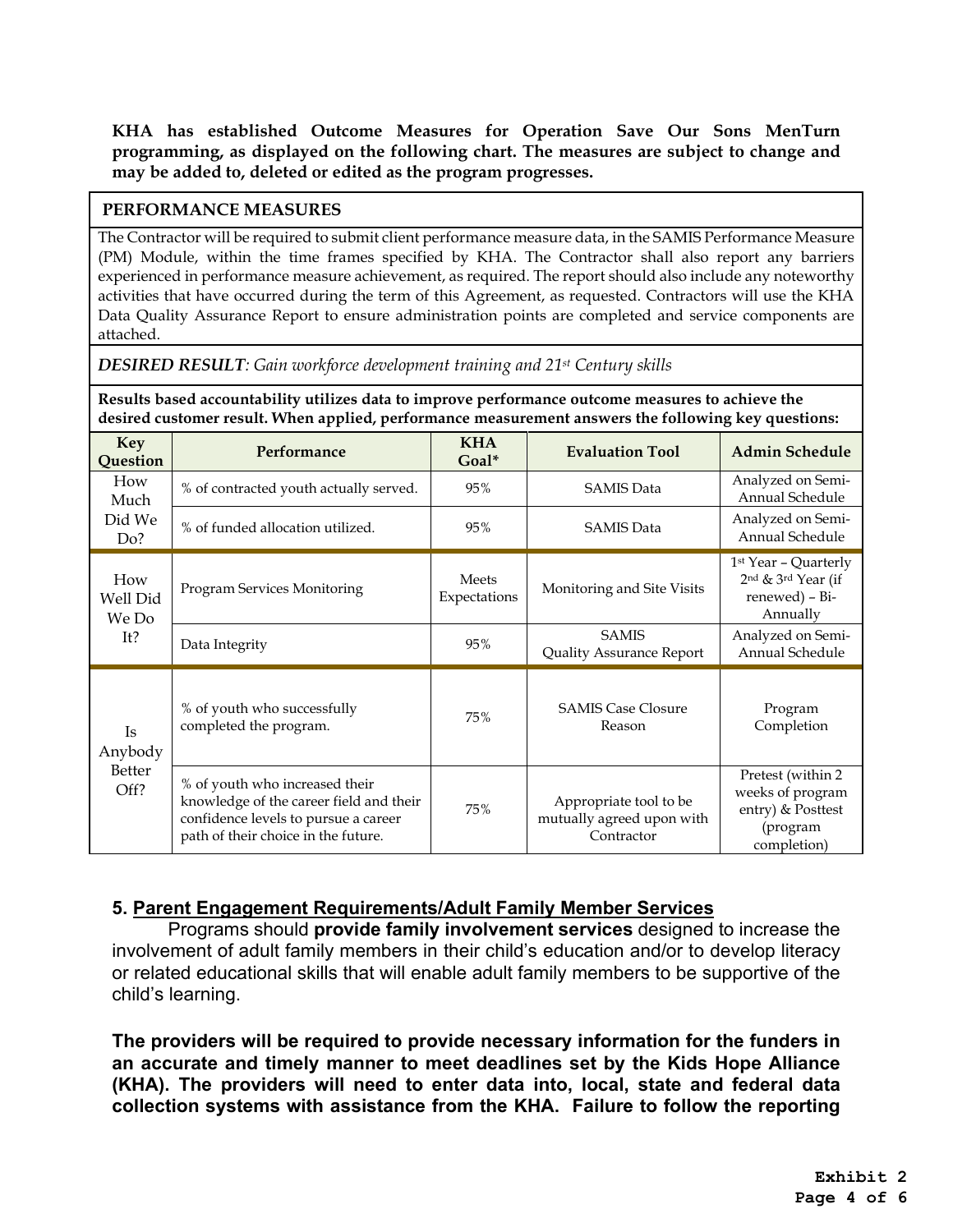**KHA has established Outcome Measures for Operation Save Our Sons MenTurn programming, as displayed on the following chart. The measures are subject to change and may be added to, deleted or edited as the program progresses.**

**PERFORMANCE MEASURES**

The Contractor will be required to submit client performance measure data, in the SAMIS Performance Measure (PM) Module, within the time frames specified by KHA. The Contractor shall also report any barriers experienced in performance measure achievement, as required. The report should also include any noteworthy activities that have occurred during the term of this Agreement, as requested. Contractors will use the KHA Data Quality Assurance Report to ensure administration points are completed and service components are attached.

***DESIRED RESULT**: Gain workforce development training and 21st Century skills*

**Results based accountability utilizes data to improve performance outcome measures to achieve the desired customer result. When applied, performance measurement answers the following key questions:**

| Key Question | Performance | KHA Goal* | Evaluation Tool | Admin Schedule |
|---|---|---|---|---|
| How Much Did We Do? | % of contracted youth actually served. | 95% | SAMIS Data | Analyzed on Semi-Annual Schedule |
| | % of funded allocation utilized. | 95% | SAMIS Data | Analyzed on Semi-Annual Schedule |
| How Well Did We Do It? | Program Services Monitoring | Meets Expectations | Monitoring and Site Visits | 1st Year – Quarterly 2nd & 3rd Year (if renewed) – Bi-Annually |
| | Data Integrity | 95% | SAMIS Quality Assurance Report | Analyzed on Semi-Annual Schedule |
| Is Anybody Better Off? | % of youth who successfully completed the program. | 75% | SAMIS Case Closure Reason | Program Completion |
| | % of youth who increased their knowledge of the career field and their confidence levels to pursue a career path of their choice in the future. | 75% | Appropriate tool to be mutually agreed upon with Contractor | Pretest (within 2 weeks of program entry) & Posttest (program completion) |

## 5. Parent Engagement Requirements/Adult Family Member Services

Programs should **provide family involvement services** designed to increase the involvement of adult family members in their child's education and/or to develop literacy or related educational skills that will enable adult family members to be supportive of the child's learning.

**The providers will be required to provide necessary information for the funders in an accurate and timely manner to meet deadlines set by the Kids Hope Alliance (KHA). The providers will need to enter data into, local, state and federal data collection systems with assistance from the KHA. Failure to follow the reporting**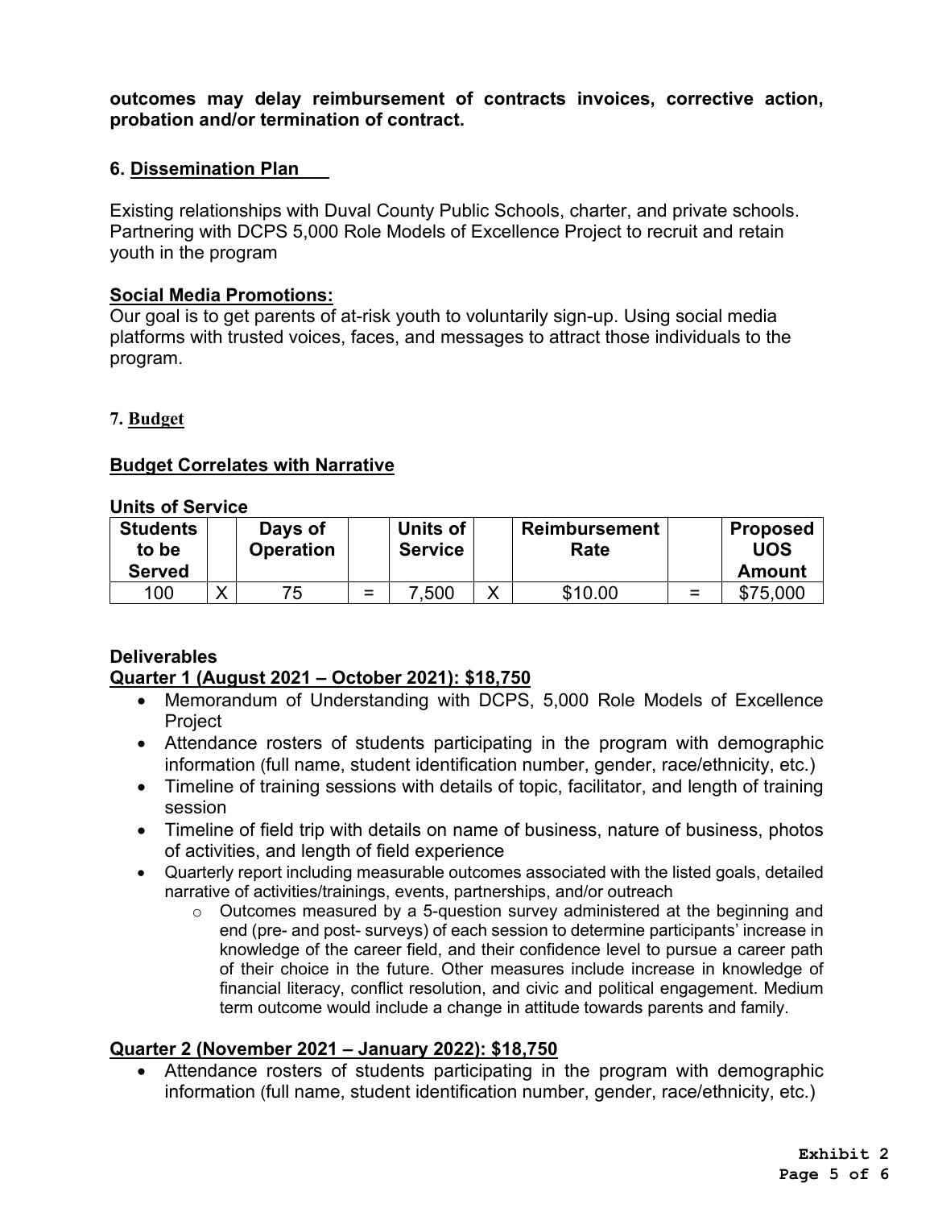**outcomes may delay reimbursement of contracts invoices, corrective action, probation and/or termination of contract.**

### 6. Dissemination Plan

Existing relationships with Duval County Public Schools, charter, and private schools. Partnering with DCPS 5,000 Role Models of Excellence Project to recruit and retain youth in the program

**Social Media Promotions:**

Our goal is to get parents of at-risk youth to voluntarily sign-up. Using social media platforms with trusted voices, faces, and messages to attract those individuals to the program.

### 7. Budget

**Budget Correlates with Narrative**

**Units of Service**

| Students to be Served | | Days of Operation | | Units of Service | | Reimbursement Rate | | Proposed UOS Amount |
|---|---|---|---|---|---|---|---|---|
| 100 | X | 75 | = | 7,500 | X | $10.00 | = | $75,000 |

**Deliverables**

**Quarter 1 (August 2021 – October 2021): $18,750**

- Memorandum of Understanding with DCPS, 5,000 Role Models of Excellence Project
- Attendance rosters of students participating in the program with demographic information (full name, student identification number, gender, race/ethnicity, etc.)
- Timeline of training sessions with details of topic, facilitator, and length of training session
- Timeline of field trip with details on name of business, nature of business, photos of activities, and length of field experience
- Quarterly report including measurable outcomes associated with the listed goals, detailed narrative of activities/trainings, events, partnerships, and/or outreach
  - Outcomes measured by a 5-question survey administered at the beginning and end (pre- and post- surveys) of each session to determine participants' increase in knowledge of the career field, and their confidence level to pursue a career path of their choice in the future. Other measures include increase in knowledge of financial literacy, conflict resolution, and civic and political engagement. Medium term outcome would include a change in attitude towards parents and family.

**Quarter 2 (November 2021 – January 2022): $18,750**

- Attendance rosters of students participating in the program with demographic information (full name, student identification number, gender, race/ethnicity, etc.)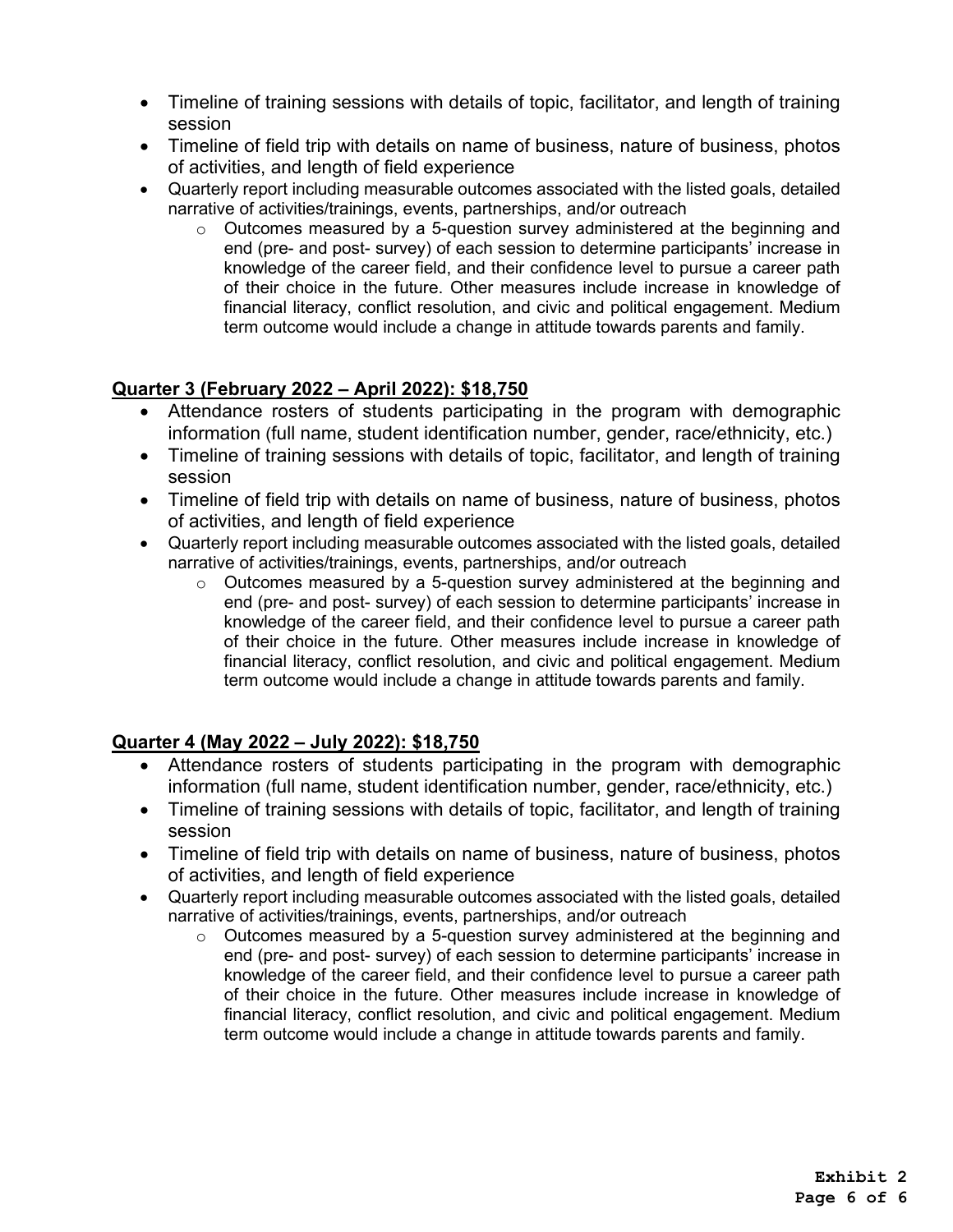- Timeline of training sessions with details of topic, facilitator, and length of training session
- Timeline of field trip with details on name of business, nature of business, photos of activities, and length of field experience
- Quarterly report including measurable outcomes associated with the listed goals, detailed narrative of activities/trainings, events, partnerships, and/or outreach
  - Outcomes measured by a 5-question survey administered at the beginning and end (pre- and post- survey) of each session to determine participants' increase in knowledge of the career field, and their confidence level to pursue a career path of their choice in the future. Other measures include increase in knowledge of financial literacy, conflict resolution, and civic and political engagement. Medium term outcome would include a change in attitude towards parents and family.

**Quarter 3 (February 2022 – April 2022): $18,750**

- Attendance rosters of students participating in the program with demographic information (full name, student identification number, gender, race/ethnicity, etc.)
- Timeline of training sessions with details of topic, facilitator, and length of training session
- Timeline of field trip with details on name of business, nature of business, photos of activities, and length of field experience
- Quarterly report including measurable outcomes associated with the listed goals, detailed narrative of activities/trainings, events, partnerships, and/or outreach
  - Outcomes measured by a 5-question survey administered at the beginning and end (pre- and post- survey) of each session to determine participants' increase in knowledge of the career field, and their confidence level to pursue a career path of their choice in the future. Other measures include increase in knowledge of financial literacy, conflict resolution, and civic and political engagement. Medium term outcome would include a change in attitude towards parents and family.

**Quarter 4 (May 2022 – July 2022): $18,750**

- Attendance rosters of students participating in the program with demographic information (full name, student identification number, gender, race/ethnicity, etc.)
- Timeline of training sessions with details of topic, facilitator, and length of training session
- Timeline of field trip with details on name of business, nature of business, photos of activities, and length of field experience
- Quarterly report including measurable outcomes associated with the listed goals, detailed narrative of activities/trainings, events, partnerships, and/or outreach
  - Outcomes measured by a 5-question survey administered at the beginning and end (pre- and post- survey) of each session to determine participants' increase in knowledge of the career field, and their confidence level to pursue a career path of their choice in the future. Other measures include increase in knowledge of financial literacy, conflict resolution, and civic and political engagement. Medium term outcome would include a change in attitude towards parents and family.

**Exhibit 2**